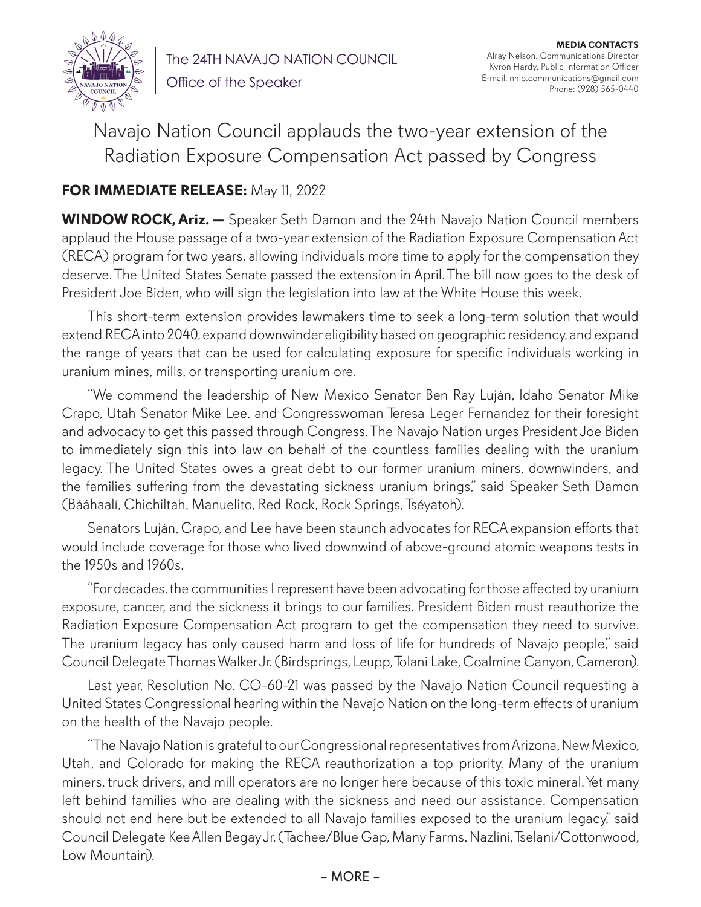The 24TH NAVAJO NATION COUNCIL

Office of the Speaker

**MEDIA CONTACTS**
Alray Nelson, Communications Director
Kyron Hardy, Public Information Officer
E-mail: nnlb.communications@gmail.com
Phone: (928) 565-0440

# Navajo Nation Council applauds the two-year extension of the Radiation Exposure Compensation Act passed by Congress

**FOR IMMEDIATE RELEASE:** May 11, 2022

**WINDOW ROCK, Ariz. —** Speaker Seth Damon and the 24th Navajo Nation Council members applaud the House passage of a two-year extension of the Radiation Exposure Compensation Act (RECA) program for two years, allowing individuals more time to apply for the compensation they deserve. The United States Senate passed the extension in April. The bill now goes to the desk of President Joe Biden, who will sign the legislation into law at the White House this week.

This short-term extension provides lawmakers time to seek a long-term solution that would extend RECA into 2040, expand downwinder eligibility based on geographic residency, and expand the range of years that can be used for calculating exposure for specific individuals working in uranium mines, mills, or transporting uranium ore.

"We commend the leadership of New Mexico Senator Ben Ray Luján, Idaho Senator Mike Crapo, Utah Senator Mike Lee, and Congresswoman Teresa Leger Fernandez for their foresight and advocacy to get this passed through Congress. The Navajo Nation urges President Joe Biden to immediately sign this into law on behalf of the countless families dealing with the uranium legacy. The United States owes a great debt to our former uranium miners, downwinders, and the families suffering from the devastating sickness uranium brings," said Speaker Seth Damon (Bááhaalí, Chichiltah, Manuelito, Red Rock, Rock Springs, Tséyatoh).

Senators Luján, Crapo, and Lee have been staunch advocates for RECA expansion efforts that would include coverage for those who lived downwind of above-ground atomic weapons tests in the 1950s and 1960s.

"For decades, the communities I represent have been advocating for those affected by uranium exposure, cancer, and the sickness it brings to our families. President Biden must reauthorize the Radiation Exposure Compensation Act program to get the compensation they need to survive. The uranium legacy has only caused harm and loss of life for hundreds of Navajo people," said Council Delegate Thomas Walker Jr. (Birdsprings, Leupp, Tolani Lake, Coalmine Canyon, Cameron).

Last year, Resolution No. CO-60-21 was passed by the Navajo Nation Council requesting a United States Congressional hearing within the Navajo Nation on the long-term effects of uranium on the health of the Navajo people.

"The Navajo Nation is grateful to our Congressional representatives from Arizona, New Mexico, Utah, and Colorado for making the RECA reauthorization a top priority. Many of the uranium miners, truck drivers, and mill operators are no longer here because of this toxic mineral. Yet many left behind families who are dealing with the sickness and need our assistance. Compensation should not end here but be extended to all Navajo families exposed to the uranium legacy," said Council Delegate Kee Allen Begay Jr. (Tachee/Blue Gap, Many Farms, Nazlini, Tselani/Cottonwood, Low Mountain).

– MORE –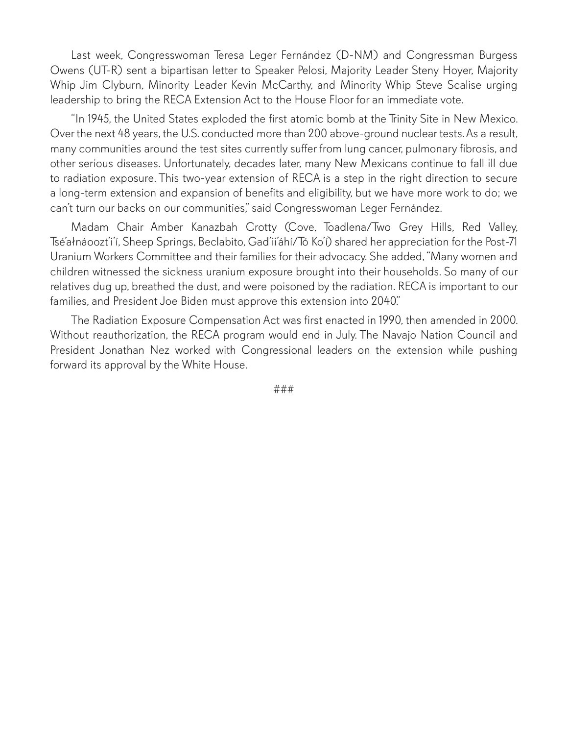Last week, Congresswoman Teresa Leger Fernández (D-NM) and Congressman Burgess Owens (UT-R) sent a bipartisan letter to Speaker Pelosi, Majority Leader Steny Hoyer, Majority Whip Jim Clyburn, Minority Leader Kevin McCarthy, and Minority Whip Steve Scalise urging leadership to bring the RECA Extension Act to the House Floor for an immediate vote.

"In 1945, the United States exploded the first atomic bomb at the Trinity Site in New Mexico. Over the next 48 years, the U.S. conducted more than 200 above-ground nuclear tests. As a result, many communities around the test sites currently suffer from lung cancer, pulmonary fibrosis, and other serious diseases. Unfortunately, decades later, many New Mexicans continue to fall ill due to radiation exposure. This two-year extension of RECA is a step in the right direction to secure a long-term extension and expansion of benefits and eligibility, but we have more work to do; we can't turn our backs on our communities," said Congresswoman Leger Fernández.

Madam Chair Amber Kanazbah Crotty (Cove, Toadlena/Two Grey Hills, Red Valley, Tsé'ałnáoozt'i'í, Sheep Springs, Beclabito, Gad'ii'áhí/Tó Ko'í) shared her appreciation for the Post-71 Uranium Workers Committee and their families for their advocacy. She added, "Many women and children witnessed the sickness uranium exposure brought into their households. So many of our relatives dug up, breathed the dust, and were poisoned by the radiation. RECA is important to our families, and President Joe Biden must approve this extension into 2040."

The Radiation Exposure Compensation Act was first enacted in 1990, then amended in 2000. Without reauthorization, the RECA program would end in July. The Navajo Nation Council and President Jonathan Nez worked with Congressional leaders on the extension while pushing forward its approval by the White House.

###